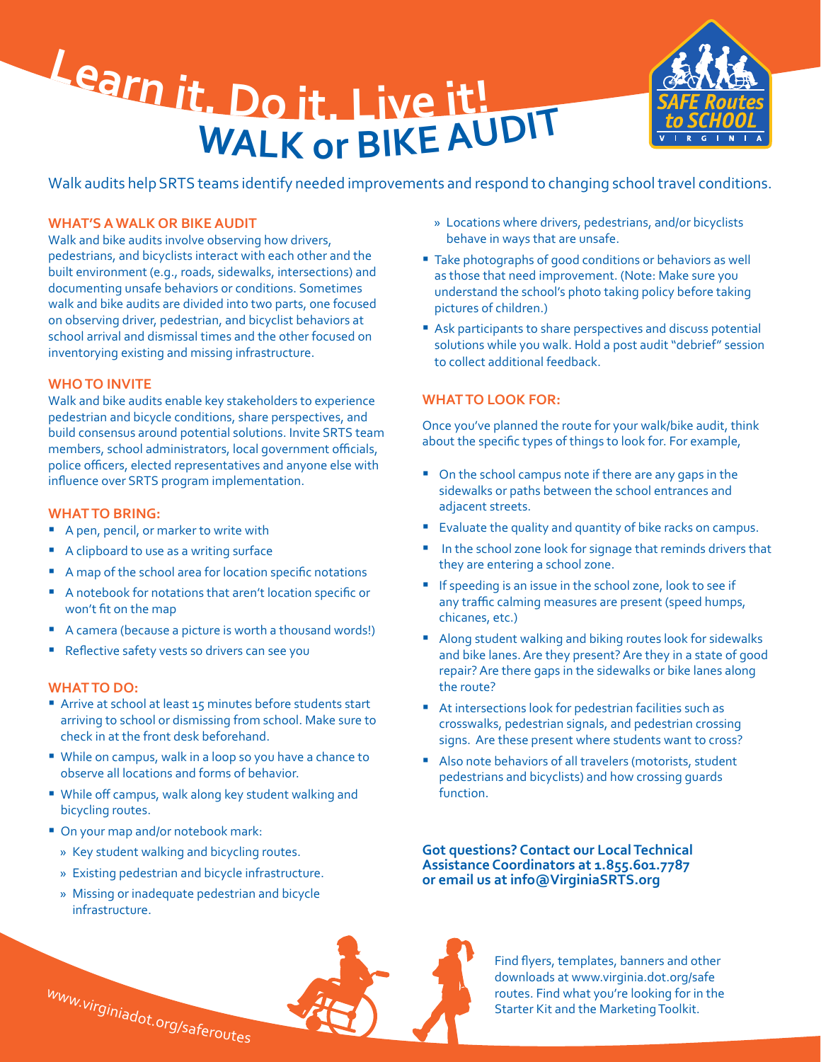# Learn it, Do it, Live it!

# WALK or BIKE AUDIT

SAFE Routes to SCHOOL VIRGINIA

Walk audits help SRTS teams identify needed improvements and respond to changing school travel conditions.

## WHAT'S A WALK OR BIKE AUDIT

Walk and bike audits involve observing how drivers, pedestrians, and bicyclists interact with each other and the built environment (e.g., roads, sidewalks, intersections) and documenting unsafe behaviors or conditions. Sometimes walk and bike audits are divided into two parts, one focused on observing driver, pedestrian, and bicyclist behaviors at school arrival and dismissal times and the other focused on inventorying existing and missing infrastructure.

## WHO TO INVITE

Walk and bike audits enable key stakeholders to experience pedestrian and bicycle conditions, share perspectives, and build consensus around potential solutions. Invite SRTS team members, school administrators, local government officials, police officers, elected representatives and anyone else with influence over SRTS program implementation.

## WHAT TO BRING:

- A pen, pencil, or marker to write with
- A clipboard to use as a writing surface
- A map of the school area for location specific notations
- A notebook for notations that aren't location specific or won't fit on the map
- A camera (because a picture is worth a thousand words!)
- Reflective safety vests so drivers can see you

## WHAT TO DO:

- Arrive at school at least 15 minutes before students start arriving to school or dismissing from school. Make sure to check in at the front desk beforehand.
- While on campus, walk in a loop so you have a chance to observe all locations and forms of behavior.
- While off campus, walk along key student walking and bicycling routes.
- On your map and/or notebook mark:
  - Key student walking and bicycling routes.
  - Existing pedestrian and bicycle infrastructure.
  - Missing or inadequate pedestrian and bicycle infrastructure.
  - Locations where drivers, pedestrians, and/or bicyclists behave in ways that are unsafe.
- Take photographs of good conditions or behaviors as well as those that need improvement. (Note: Make sure you understand the school's photo taking policy before taking pictures of children.)
- Ask participants to share perspectives and discuss potential solutions while you walk. Hold a post audit "debrief" session to collect additional feedback.

## WHAT TO LOOK FOR:

Once you've planned the route for your walk/bike audit, think about the specific types of things to look for. For example,

- On the school campus note if there are any gaps in the sidewalks or paths between the school entrances and adjacent streets.
- Evaluate the quality and quantity of bike racks on campus.
- In the school zone look for signage that reminds drivers that they are entering a school zone.
- If speeding is an issue in the school zone, look to see if any traffic calming measures are present (speed humps, chicanes, etc.)
- Along student walking and biking routes look for sidewalks and bike lanes. Are they present? Are they in a state of good repair? Are there gaps in the sidewalks or bike lanes along the route?
- At intersections look for pedestrian facilities such as crosswalks, pedestrian signals, and pedestrian crossing signs. Are these present where students want to cross?
- Also note behaviors of all travelers (motorists, student pedestrians and bicyclists) and how crossing guards function.

**Got questions? Contact our Local Technical Assistance Coordinators at 1.855.601.7787 or email us at info@VirginiaSRTS.org**

Find flyers, templates, banners and other downloads at www.virginia.dot.org/safe routes. Find what you're looking for in the Starter Kit and the Marketing Toolkit.

www.virginiadot.org/saferoutes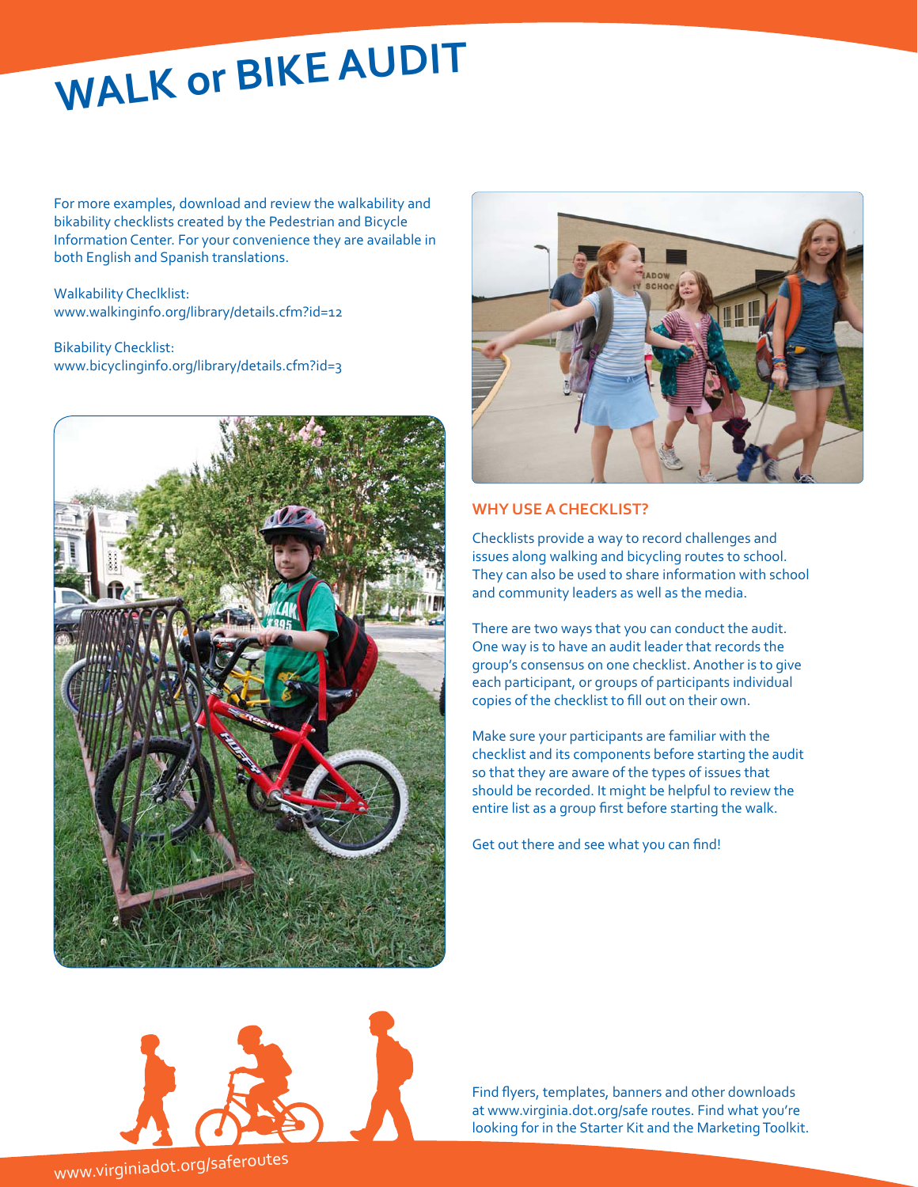# WALK or BIKE AUDIT

For more examples, download and review the walkability and bikability checklists created by the Pedestrian and Bicycle Information Center. For your convenience they are available in both English and Spanish translations.

Walkability Checlklist:
www.walkinginfo.org/library/details.cfm?id=12

Bikability Checklist:
www.bicyclinginfo.org/library/details.cfm?id=3

## WHY USE A CHECKLIST?

Checklists provide a way to record challenges and issues along walking and bicycling routes to school. They can also be used to share information with school and community leaders as well as the media.

There are two ways that you can conduct the audit. One way is to have an audit leader that records the group's consensus on one checklist. Another is to give each participant, or groups of participants individual copies of the checklist to fill out on their own.

Make sure your participants are familiar with the checklist and its components before starting the audit so that they are aware of the types of issues that should be recorded. It might be helpful to review the entire list as a group first before starting the walk.

Get out there and see what you can find!

Find flyers, templates, banners and other downloads at www.virginia.dot.org/safe routes. Find what you're looking for in the Starter Kit and the Marketing Toolkit.

www.virginiadot.org/saferoutes